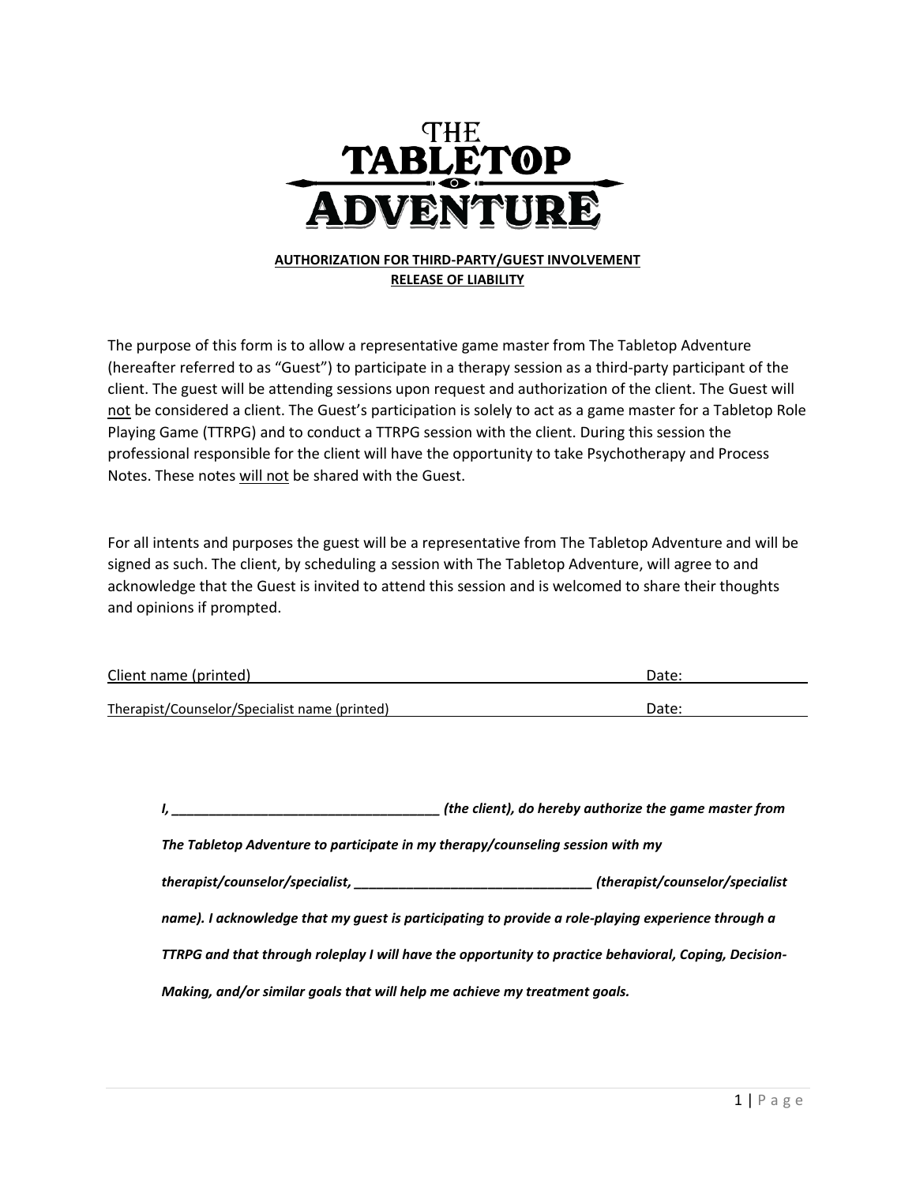# THE TABLETOP ADVENTURE

**AUTHORIZATION FOR THIRD-PARTY/GUEST INVOLVEMENT**
**RELEASE OF LIABILITY**

The purpose of this form is to allow a representative game master from The Tabletop Adventure (hereafter referred to as "Guest") to participate in a therapy session as a third-party participant of the client. The guest will be attending sessions upon request and authorization of the client. The Guest will not be considered a client. The Guest's participation is solely to act as a game master for a Tabletop Role Playing Game (TTRPG) and to conduct a TTRPG session with the client. During this session the professional responsible for the client will have the opportunity to take Psychotherapy and Process Notes. These notes will not be shared with the Guest.

For all intents and purposes the guest will be a representative from The Tabletop Adventure and will be signed as such. The client, by scheduling a session with The Tabletop Adventure, will agree to and acknowledge that the Guest is invited to attend this session and is welcomed to share their thoughts and opinions if prompted.

Client name (printed) ______________________________________________ Date: ______________

Therapist/Counselor/Specialist name (printed) ______________________________ Date: ______________

*I, ___________________________________ (the client), do hereby authorize the game master from The Tabletop Adventure to participate in my therapy/counseling session with my therapist/counselor/specialist, _______________________________ (therapist/counselor/specialist name). I acknowledge that my guest is participating to provide a role-playing experience through a TTRPG and that through roleplay I will have the opportunity to practice behavioral, Coping, Decision-Making, and/or similar goals that will help me achieve my treatment goals.*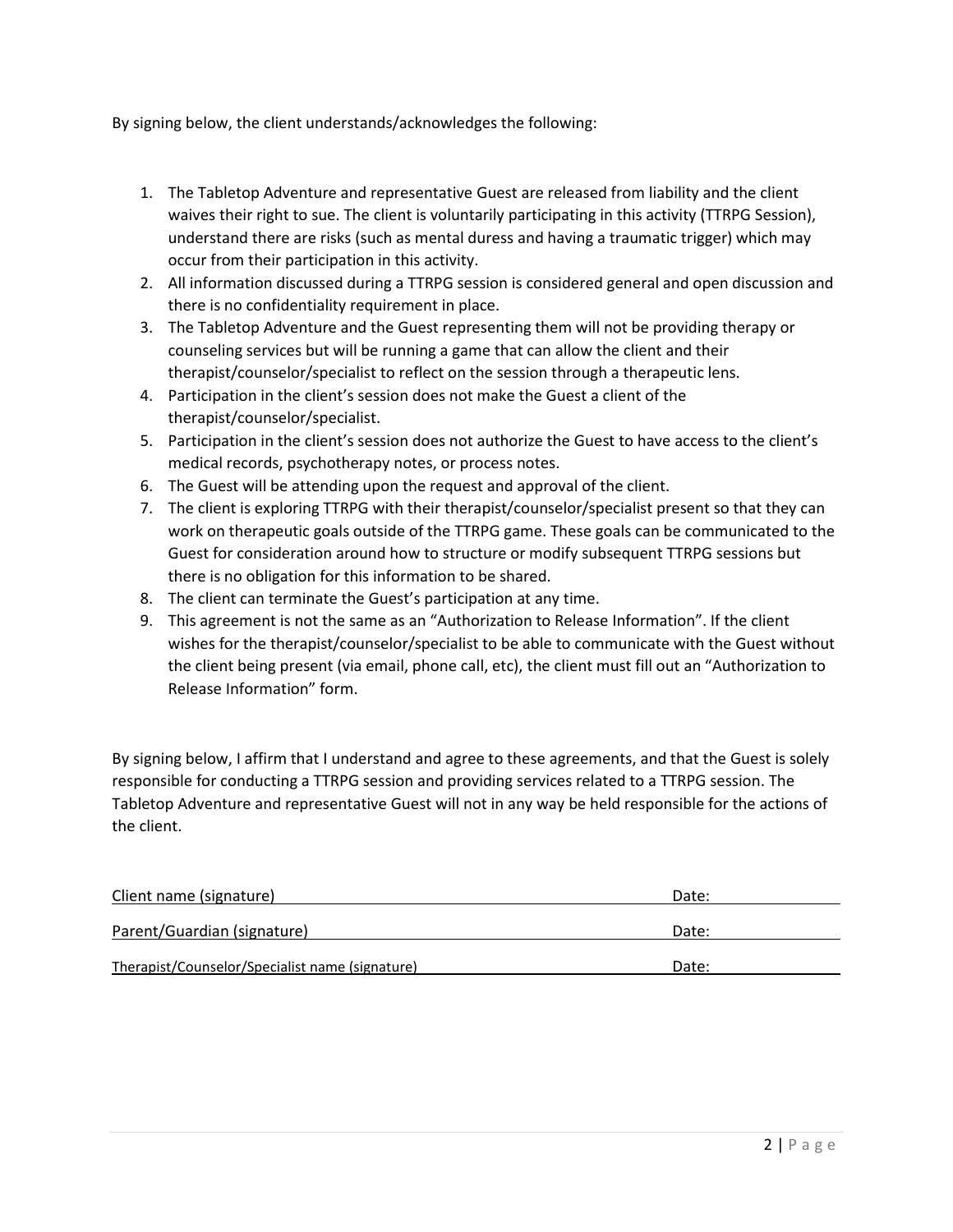By signing below, the client understands/acknowledges the following:

1. The Tabletop Adventure and representative Guest are released from liability and the client waives their right to sue. The client is voluntarily participating in this activity (TTRPG Session), understand there are risks (such as mental duress and having a traumatic trigger) which may occur from their participation in this activity.
2. All information discussed during a TTRPG session is considered general and open discussion and there is no confidentiality requirement in place.
3. The Tabletop Adventure and the Guest representing them will not be providing therapy or counseling services but will be running a game that can allow the client and their therapist/counselor/specialist to reflect on the session through a therapeutic lens.
4. Participation in the client's session does not make the Guest a client of the therapist/counselor/specialist.
5. Participation in the client's session does not authorize the Guest to have access to the client's medical records, psychotherapy notes, or process notes.
6. The Guest will be attending upon the request and approval of the client.
7. The client is exploring TTRPG with their therapist/counselor/specialist present so that they can work on therapeutic goals outside of the TTRPG game. These goals can be communicated to the Guest for consideration around how to structure or modify subsequent TTRPG sessions but there is no obligation for this information to be shared.
8. The client can terminate the Guest's participation at any time.
9. This agreement is not the same as an "Authorization to Release Information". If the client wishes for the therapist/counselor/specialist to be able to communicate with the Guest without the client being present (via email, phone call, etc), the client must fill out an "Authorization to Release Information" form.

By signing below, I affirm that I understand and agree to these agreements, and that the Guest is solely responsible for conducting a TTRPG session and providing services related to a TTRPG session. The Tabletop Adventure and representative Guest will not in any way be held responsible for the actions of the client.

Client name (signature) ______________________________ Date: ____________

Parent/Guardian (signature) ______________________________ Date: ____________

Therapist/Counselor/Specialist name (signature) ______________________________ Date: ____________